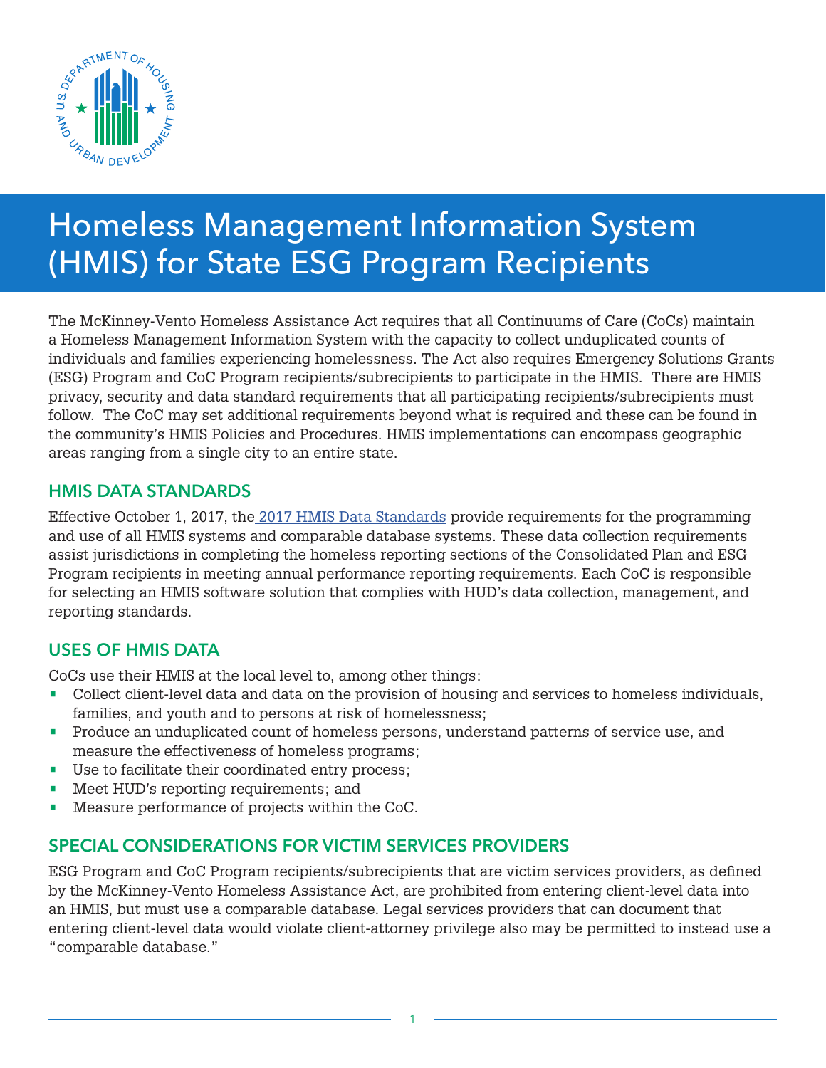# Homeless Management Information System (HMIS) for State ESG Program Recipients

The McKinney-Vento Homeless Assistance Act requires that all Continuums of Care (CoCs) maintain a Homeless Management Information System with the capacity to collect unduplicated counts of individuals and families experiencing homelessness. The Act also requires Emergency Solutions Grants (ESG) Program and CoC Program recipients/subrecipients to participate in the HMIS. There are HMIS privacy, security and data standard requirements that all participating recipients/subrecipients must follow. The CoC may set additional requirements beyond what is required and these can be found in the community's HMIS Policies and Procedures. HMIS implementations can encompass geographic areas ranging from a single city to an entire state.

## HMIS DATA STANDARDS

Effective October 1, 2017, the 2017 HMIS Data Standards provide requirements for the programming and use of all HMIS systems and comparable database systems. These data collection requirements assist jurisdictions in completing the homeless reporting sections of the Consolidated Plan and ESG Program recipients in meeting annual performance reporting requirements. Each CoC is responsible for selecting an HMIS software solution that complies with HUD's data collection, management, and reporting standards.

## USES OF HMIS DATA

CoCs use their HMIS at the local level to, among other things:

- Collect client-level data and data on the provision of housing and services to homeless individuals, families, and youth and to persons at risk of homelessness;
- Produce an unduplicated count of homeless persons, understand patterns of service use, and measure the effectiveness of homeless programs;
- Use to facilitate their coordinated entry process;
- Meet HUD's reporting requirements; and
- Measure performance of projects within the CoC.

## SPECIAL CONSIDERATIONS FOR VICTIM SERVICES PROVIDERS

ESG Program and CoC Program recipients/subrecipients that are victim services providers, as defined by the McKinney-Vento Homeless Assistance Act, are prohibited from entering client-level data into an HMIS, but must use a comparable database. Legal services providers that can document that entering client-level data would violate client-attorney privilege also may be permitted to instead use a "comparable database."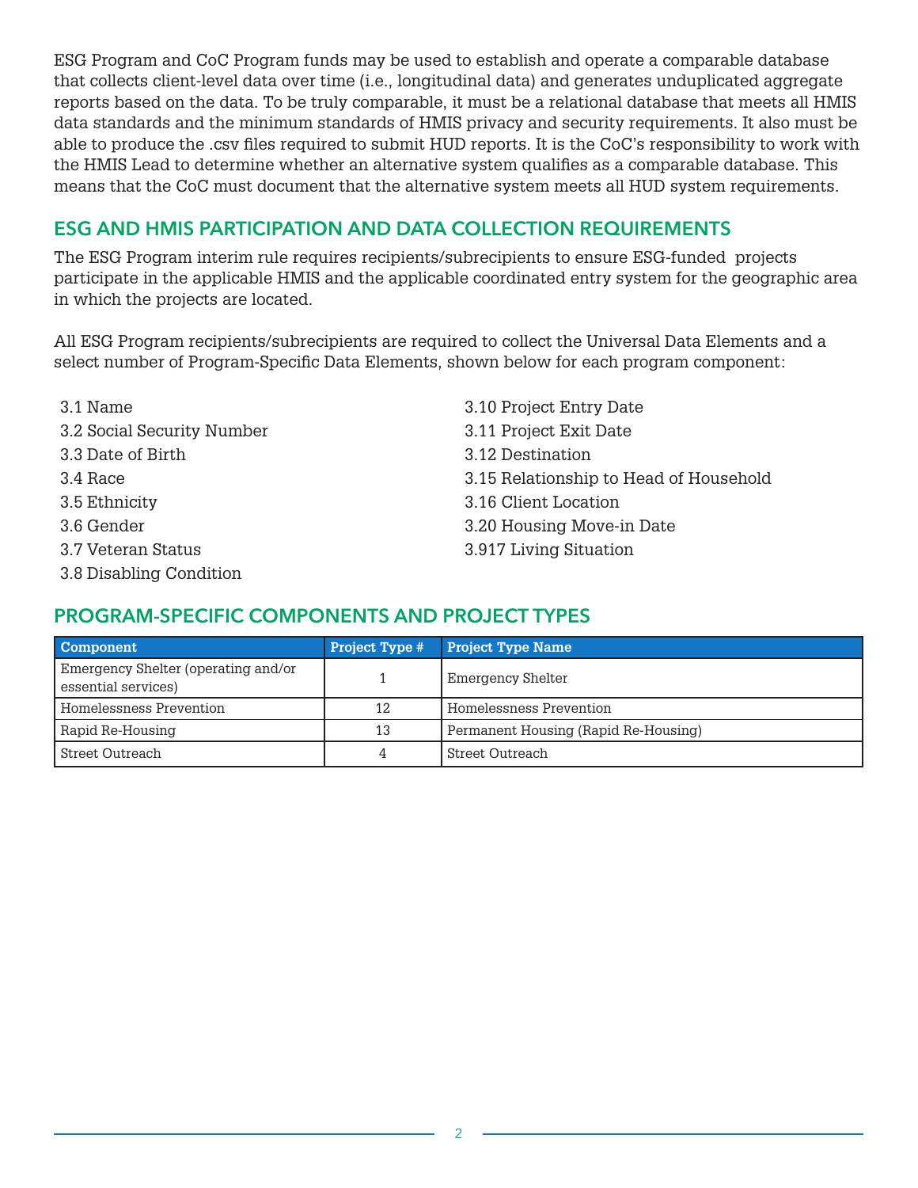ESG Program and CoC Program funds may be used to establish and operate a comparable database that collects client-level data over time (i.e., longitudinal data) and generates unduplicated aggregate reports based on the data. To be truly comparable, it must be a relational database that meets all HMIS data standards and the minimum standards of HMIS privacy and security requirements. It also must be able to produce the .csv files required to submit HUD reports. It is the CoC's responsibility to work with the HMIS Lead to determine whether an alternative system qualifies as a comparable database. This means that the CoC must document that the alternative system meets all HUD system requirements.

## ESG AND HMIS PARTICIPATION AND DATA COLLECTION REQUIREMENTS

The ESG Program interim rule requires recipients/subrecipients to ensure ESG-funded projects participate in the applicable HMIS and the applicable coordinated entry system for the geographic area in which the projects are located.

All ESG Program recipients/subrecipients are required to collect the Universal Data Elements and a select number of Program-Specific Data Elements, shown below for each program component:

- 3.1 Name
- 3.2 Social Security Number
- 3.3 Date of Birth
- 3.4 Race
- 3.5 Ethnicity
- 3.6 Gender
- 3.7 Veteran Status
- 3.8 Disabling Condition
- 3.10 Project Entry Date
- 3.11 Project Exit Date
- 3.12 Destination
- 3.15 Relationship to Head of Household
- 3.16 Client Location
- 3.20 Housing Move-in Date
- 3.917 Living Situation

## PROGRAM-SPECIFIC COMPONENTS AND PROJECT TYPES

| Component | Project Type # | Project Type Name |
|---|---|---|
| Emergency Shelter (operating and/or essential services) | 1 | Emergency Shelter |
| Homelessness Prevention | 12 | Homelessness Prevention |
| Rapid Re-Housing | 13 | Permanent Housing (Rapid Re-Housing) |
| Street Outreach | 4 | Street Outreach |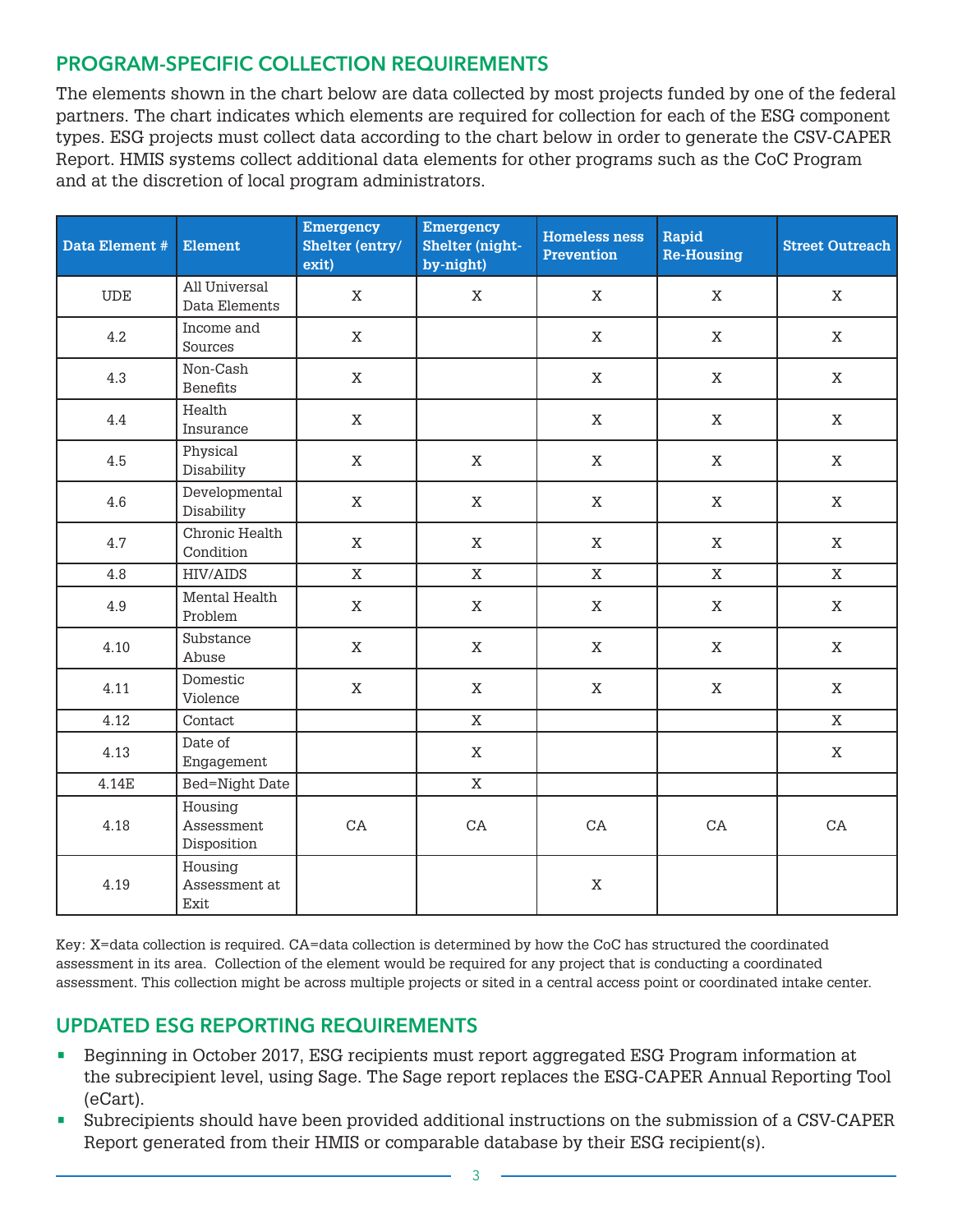## PROGRAM-SPECIFIC COLLECTION REQUIREMENTS

The elements shown in the chart below are data collected by most projects funded by one of the federal partners. The chart indicates which elements are required for collection for each of the ESG component types. ESG projects must collect data according to the chart below in order to generate the CSV-CAPER Report. HMIS systems collect additional data elements for other programs such as the CoC Program and at the discretion of local program administrators.

| Data Element # | Element | Emergency Shelter (entry/ exit) | Emergency Shelter (night-by-night) | Homeless ness Prevention | Rapid Re-Housing | Street Outreach |
|---|---|---|---|---|---|---|
| UDE | All Universal Data Elements | X | X | X | X | X |
| 4.2 | Income and Sources | X | | X | X | X |
| 4.3 | Non-Cash Benefits | X | | X | X | X |
| 4.4 | Health Insurance | X | | X | X | X |
| 4.5 | Physical Disability | X | X | X | X | X |
| 4.6 | Developmental Disability | X | X | X | X | X |
| 4.7 | Chronic Health Condition | X | X | X | X | X |
| 4.8 | HIV/AIDS | X | X | X | X | X |
| 4.9 | Mental Health Problem | X | X | X | X | X |
| 4.10 | Substance Abuse | X | X | X | X | X |
| 4.11 | Domestic Violence | X | X | X | X | X |
| 4.12 | Contact | | X | | | X |
| 4.13 | Date of Engagement | | X | | | X |
| 4.14E | Bed=Night Date | | X | | | |
| 4.18 | Housing Assessment Disposition | CA | CA | CA | CA | CA |
| 4.19 | Housing Assessment at Exit | | | X | | |

Key: X=data collection is required. CA=data collection is determined by how the CoC has structured the coordinated assessment in its area. Collection of the element would be required for any project that is conducting a coordinated assessment. This collection might be across multiple projects or sited in a central access point or coordinated intake center.

## UPDATED ESG REPORTING REQUIREMENTS

- Beginning in October 2017, ESG recipients must report aggregated ESG Program information at the subrecipient level, using Sage. The Sage report replaces the ESG-CAPER Annual Reporting Tool (eCart).
- Subrecipients should have been provided additional instructions on the submission of a CSV-CAPER Report generated from their HMIS or comparable database by their ESG recipient(s).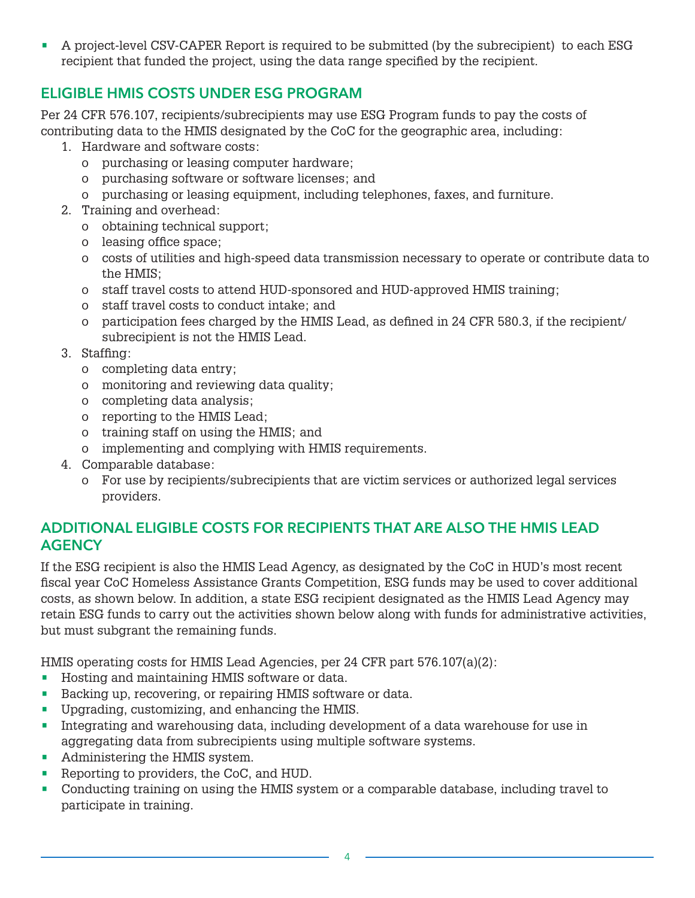- A project-level CSV-CAPER Report is required to be submitted (by the subrecipient) to each ESG recipient that funded the project, using the data range specified by the recipient.

## ELIGIBLE HMIS COSTS UNDER ESG PROGRAM

Per 24 CFR 576.107, recipients/subrecipients may use ESG Program funds to pay the costs of contributing data to the HMIS designated by the CoC for the geographic area, including:

1. Hardware and software costs:
   - purchasing or leasing computer hardware;
   - purchasing software or software licenses; and
   - purchasing or leasing equipment, including telephones, faxes, and furniture.
2. Training and overhead:
   - obtaining technical support;
   - leasing office space;
   - costs of utilities and high-speed data transmission necessary to operate or contribute data to the HMIS;
   - staff travel costs to attend HUD-sponsored and HUD-approved HMIS training;
   - staff travel costs to conduct intake; and
   - participation fees charged by the HMIS Lead, as defined in 24 CFR 580.3, if the recipient/subrecipient is not the HMIS Lead.
3. Staffing:
   - completing data entry;
   - monitoring and reviewing data quality;
   - completing data analysis;
   - reporting to the HMIS Lead;
   - training staff on using the HMIS; and
   - implementing and complying with HMIS requirements.
4. Comparable database:
   - For use by recipients/subrecipients that are victim services or authorized legal services providers.

## ADDITIONAL ELIGIBLE COSTS FOR RECIPIENTS THAT ARE ALSO THE HMIS LEAD AGENCY

If the ESG recipient is also the HMIS Lead Agency, as designated by the CoC in HUD's most recent fiscal year CoC Homeless Assistance Grants Competition, ESG funds may be used to cover additional costs, as shown below. In addition, a state ESG recipient designated as the HMIS Lead Agency may retain ESG funds to carry out the activities shown below along with funds for administrative activities, but must subgrant the remaining funds.

HMIS operating costs for HMIS Lead Agencies, per 24 CFR part 576.107(a)(2):

- Hosting and maintaining HMIS software or data.
- Backing up, recovering, or repairing HMIS software or data.
- Upgrading, customizing, and enhancing the HMIS.
- Integrating and warehousing data, including development of a data warehouse for use in aggregating data from subrecipients using multiple software systems.
- Administering the HMIS system.
- Reporting to providers, the CoC, and HUD.
- Conducting training on using the HMIS system or a comparable database, including travel to participate in training.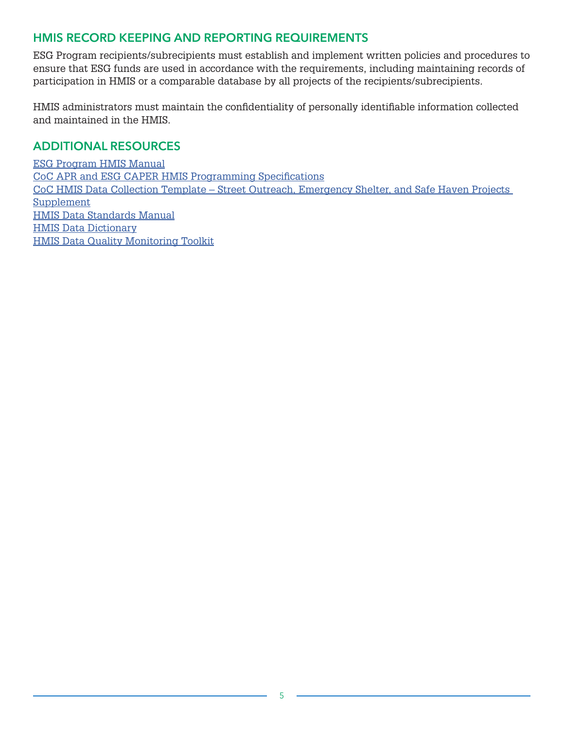## HMIS RECORD KEEPING AND REPORTING REQUIREMENTS

ESG Program recipients/subrecipients must establish and implement written policies and procedures to ensure that ESG funds are used in accordance with the requirements, including maintaining records of participation in HMIS or a comparable database by all projects of the recipients/subrecipients.

HMIS administrators must maintain the confidentiality of personally identifiable information collected and maintained in the HMIS.

## ADDITIONAL RESOURCES

ESG Program HMIS Manual
CoC APR and ESG CAPER HMIS Programming Specifications
CoC HMIS Data Collection Template – Street Outreach, Emergency Shelter, and Safe Haven Projects Supplement
HMIS Data Standards Manual
HMIS Data Dictionary
HMIS Data Quality Monitoring Toolkit